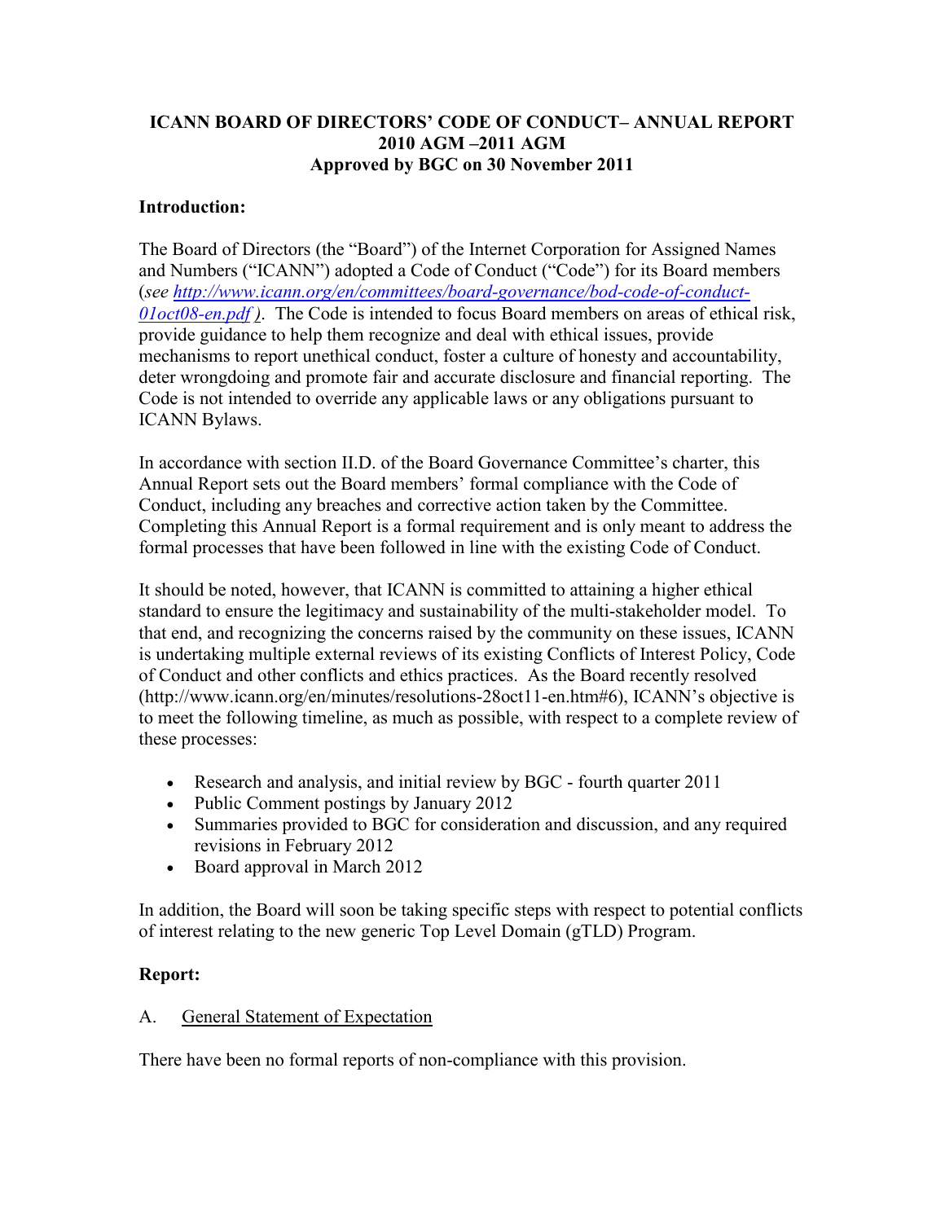# ICANN BOARD OF DIRECTORS' CODE OF CONDUCT– ANNUAL REPORT 2010 AGM –2011 AGM
**Approved by BGC on 30 November 2011**

## Introduction:

The Board of Directors (the "Board") of the Internet Corporation for Assigned Names and Numbers ("ICANN") adopted a Code of Conduct ("Code") for its Board members (*see [http://www.icann.org/en/committees/board-governance/bod-code-of-conduct-01oct08-en.pdf](http://www.icann.org/en/committees/board-governance/bod-code-of-conduct-01oct08-en.pdf) )*. The Code is intended to focus Board members on areas of ethical risk, provide guidance to help them recognize and deal with ethical issues, provide mechanisms to report unethical conduct, foster a culture of honesty and accountability, deter wrongdoing and promote fair and accurate disclosure and financial reporting. The Code is not intended to override any applicable laws or any obligations pursuant to ICANN Bylaws.

In accordance with section II.D. of the Board Governance Committee's charter, this Annual Report sets out the Board members' formal compliance with the Code of Conduct, including any breaches and corrective action taken by the Committee. Completing this Annual Report is a formal requirement and is only meant to address the formal processes that have been followed in line with the existing Code of Conduct.

It should be noted, however, that ICANN is committed to attaining a higher ethical standard to ensure the legitimacy and sustainability of the multi-stakeholder model. To that end, and recognizing the concerns raised by the community on these issues, ICANN is undertaking multiple external reviews of its existing Conflicts of Interest Policy, Code of Conduct and other conflicts and ethics practices. As the Board recently resolved (http://www.icann.org/en/minutes/resolutions-28oct11-en.htm#6), ICANN's objective is to meet the following timeline, as much as possible, with respect to a complete review of these processes:

- Research and analysis, and initial review by BGC - fourth quarter 2011
- Public Comment postings by January 2012
- Summaries provided to BGC for consideration and discussion, and any required revisions in February 2012
- Board approval in March 2012

In addition, the Board will soon be taking specific steps with respect to potential conflicts of interest relating to the new generic Top Level Domain (gTLD) Program.

## Report:

A. <u>General Statement of Expectation</u>

There have been no formal reports of non-compliance with this provision.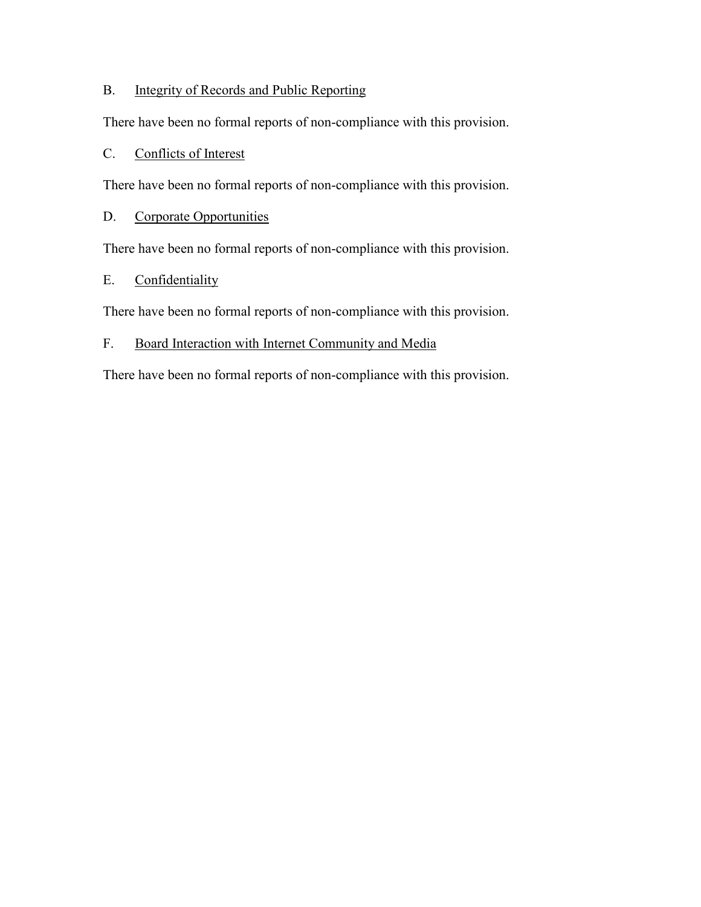B. Integrity of Records and Public Reporting

There have been no formal reports of non-compliance with this provision.

C. Conflicts of Interest

There have been no formal reports of non-compliance with this provision.

D. Corporate Opportunities

There have been no formal reports of non-compliance with this provision.

E. Confidentiality

There have been no formal reports of non-compliance with this provision.

F. Board Interaction with Internet Community and Media

There have been no formal reports of non-compliance with this provision.